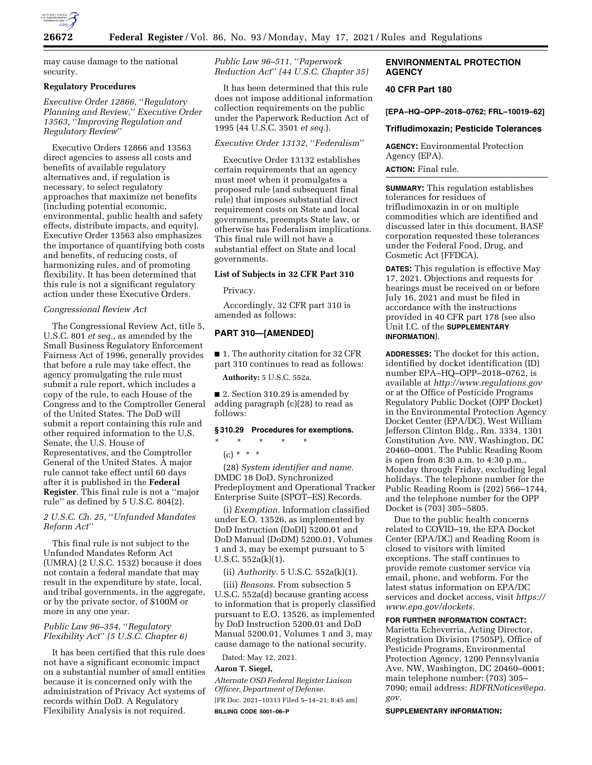may cause damage to the national security.

**Regulatory Procedures**

*Executive Order 12866, "Regulatory Planning and Review," Executive Order 13563, "Improving Regulation and Regulatory Review"*

Executive Orders 12866 and 13563 direct agencies to assess all costs and benefits of available regulatory alternatives and, if regulation is necessary, to select regulatory approaches that maximize net benefits (including potential economic, environmental, public health and safety effects, distribute impacts, and equity). Executive Order 13563 also emphasizes the importance of quantifying both costs and benefits, of reducing costs, of harmonizing rules, and of promoting flexibility. It has been determined that this rule is not a significant regulatory action under these Executive Orders.

*Congressional Review Act*

The Congressional Review Act, title 5, U.S.C. 801 *et seq.,* as amended by the Small Business Regulatory Enforcement Fairness Act of 1996, generally provides that before a rule may take effect, the agency promulgating the rule must submit a rule report, which includes a copy of the rule, to each House of the Congress and to the Comptroller General of the United States. The DoD will submit a report containing this rule and other required information to the U.S. Senate, the U.S. House of Representatives, and the Comptroller General of the United States. A major rule cannot take effect until 60 days after it is published in the **Federal Register**. This final rule is not a "major rule" as defined by 5 U.S.C. 804(2).

*2 U.S.C. Ch. 25, "Unfunded Mandates Reform Act"*

This final rule is not subject to the Unfunded Mandates Reform Act (UMRA) (2 U.S.C. 1532) because it does not contain a federal mandate that may result in the expenditure by state, local, and tribal governments, in the aggregate, or by the private sector, of $100M or more in any one year.

*Public Law 96–354, "Regulatory Flexibility Act" (5 U.S.C. Chapter 6)*

It has been certified that this rule does not have a significant economic impact on a substantial number of small entities because it is concerned only with the administration of Privacy Act systems of records within DoD. A Regulatory Flexibility Analysis is not required.

*Public Law 96–511, "Paperwork Reduction Act" (44 U.S.C. Chapter 35)*

It has been determined that this rule does not impose additional information collection requirements on the public under the Paperwork Reduction Act of 1995 (44 U.S.C. 3501 *et seq.*).

*Executive Order 13132, "Federalism"*

Executive Order 13132 establishes certain requirements that an agency must meet when it promulgates a proposed rule (and subsequent final rule) that imposes substantial direct requirement costs on State and local governments, preempts State law, or otherwise has Federalism implications. This final rule will not have a substantial effect on State and local governments.

**List of Subjects in 32 CFR Part 310**

Privacy.

Accordingly, 32 CFR part 310 is amended as follows:

## PART 310—[AMENDED]

■ 1. The authority citation for 32 CFR part 310 continues to read as follows:

**Authority:** 5 U.S.C. 552a.

■ 2. Section 310.29 is amended by adding paragraph (c)(28) to read as follows:

### § 310.29 Procedures for exemptions.

\* \* \* \* \*

(c) \* \* \*

(28) *System identifier and name.* DMDC 18 DoD, Synchronized Predeployment and Operational Tracker Enterprise Suite (SPOT–ES) Records.

(i) *Exemption.* Information classified under E.O. 13526, as implemented by DoD Instruction (DoDI) 5200.01 and DoD Manual (DoDM) 5200.01, Volumes 1 and 3, may be exempt pursuant to 5 U.S.C. 552a(k)(1).

(ii) *Authority.* 5 U.S.C. 552a(k)(1).

(iii) *Reasons.* From subsection 5 U.S.C. 552a(d) because granting access to information that is properly classified pursuant to E.O. 13526, as implemented by DoD Instruction 5200.01 and DoD Manual 5200.01, Volumes 1 and 3, may cause damage to the national security.

Dated: May 12, 2021.

**Aaron T. Siegel,**

*Alternate OSD Federal Register Liaison Officer, Department of Defense.*

[FR Doc. 2021–10313 Filed 5–14–21; 8:45 am]

**BILLING CODE 5001–06–P**

## ENVIRONMENTAL PROTECTION AGENCY

## 40 CFR Part 180

**[EPA–HQ–OPP–2018–0762; FRL–10019–62]**

## Trifludimoxazin; Pesticide Tolerances

**AGENCY:** Environmental Protection Agency (EPA).

**ACTION:** Final rule.

**SUMMARY:** This regulation establishes tolerances for residues of trifludimoxazin in or on multiple commodities which are identified and discussed later in this document. BASF corporation requested these tolerances under the Federal Food, Drug, and Cosmetic Act (FFDCA).

**DATES:** This regulation is effective May 17, 2021. Objections and requests for hearings must be received on or before July 16, 2021 and must be filed in accordance with the instructions provided in 40 CFR part 178 (see also Unit I.C. of the **SUPPLEMENTARY INFORMATION**).

**ADDRESSES:** The docket for this action, identified by docket identification (ID) number EPA–HQ–OPP–2018–0762, is available at *http://www.regulations.gov* or at the Office of Pesticide Programs Regulatory Public Docket (OPP Docket) in the Environmental Protection Agency Docket Center (EPA/DC), West William Jefferson Clinton Bldg., Rm. 3334, 1301 Constitution Ave. NW, Washington, DC 20460–0001. The Public Reading Room is open from 8:30 a.m. to 4:30 p.m., Monday through Friday, excluding legal holidays. The telephone number for the Public Reading Room is (202) 566–1744, and the telephone number for the OPP Docket is (703) 305–5805.

Due to the public health concerns related to COVID–19, the EPA Docket Center (EPA/DC) and Reading Room is closed to visitors with limited exceptions. The staff continues to provide remote customer service via email, phone, and webform. For the latest status information on EPA/DC services and docket access, visit *https://www.epa.gov/dockets.*

**FOR FURTHER INFORMATION CONTACT:** Marietta Echeverria, Acting Director, Registration Division (7505P), Office of Pesticide Programs, Environmental Protection Agency, 1200 Pennsylvania Ave. NW, Washington, DC 20460–0001; main telephone number: (703) 305–7090; email address: *RDFRNotices@epa.gov.*

**SUPPLEMENTARY INFORMATION:**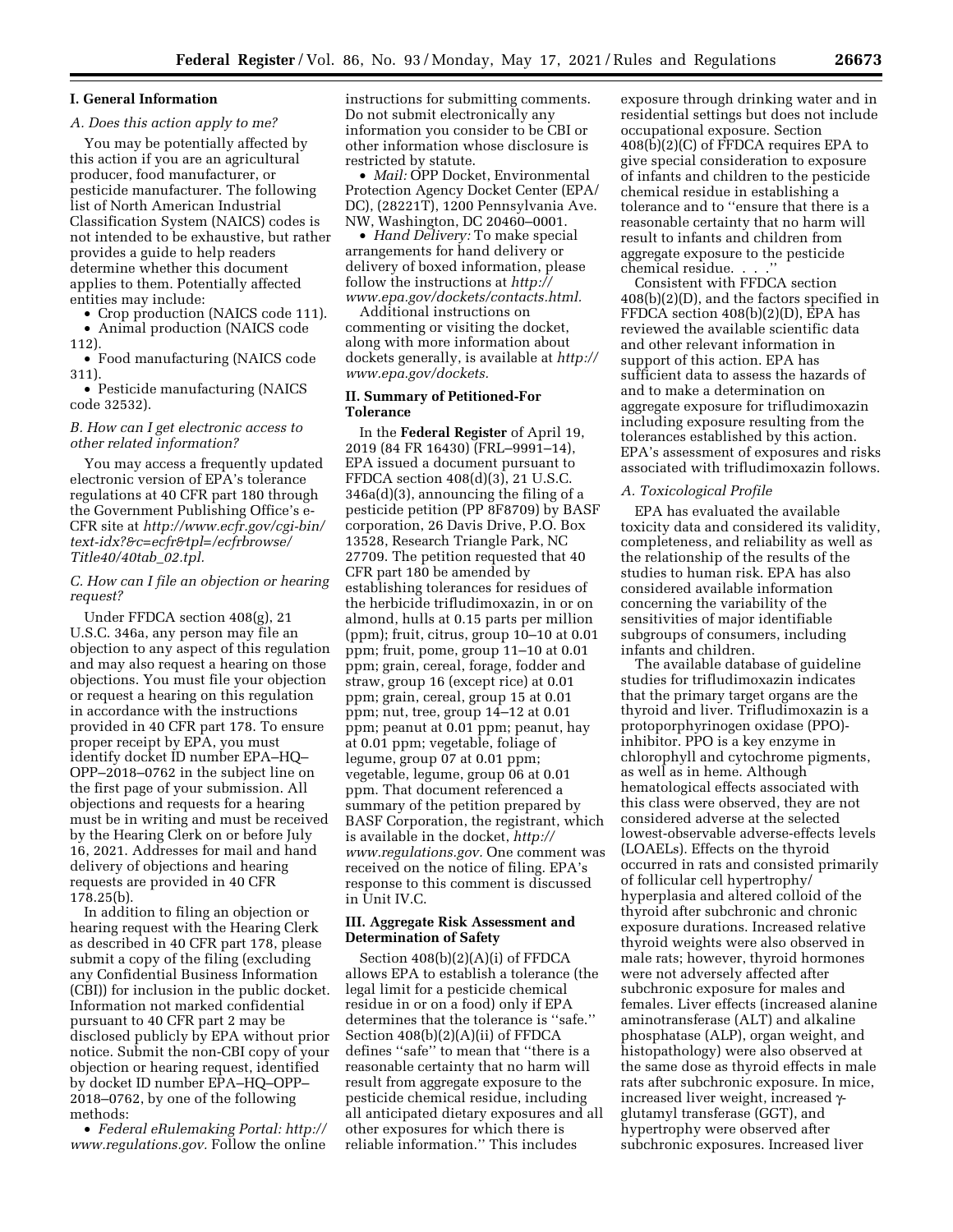## I. General Information

### A. Does this action apply to me?

You may be potentially affected by this action if you are an agricultural producer, food manufacturer, or pesticide manufacturer. The following list of North American Industrial Classification System (NAICS) codes is not intended to be exhaustive, but rather provides a guide to help readers determine whether this document applies to them. Potentially affected entities may include:

- Crop production (NAICS code 111).
- Animal production (NAICS code 112).
- Food manufacturing (NAICS code 311).
- Pesticide manufacturing (NAICS code 32532).

### B. How can I get electronic access to other related information?

You may access a frequently updated electronic version of EPA's tolerance regulations at 40 CFR part 180 through the Government Publishing Office's e-CFR site at *http://www.ecfr.gov/cgi-bin/text-idx?&c=ecfr&tpl=/ecfrbrowse/Title40/40tab_02.tpl.*

### C. How can I file an objection or hearing request?

Under FFDCA section 408(g), 21 U.S.C. 346a, any person may file an objection to any aspect of this regulation and may also request a hearing on those objections. You must file your objection or request a hearing on this regulation in accordance with the instructions provided in 40 CFR part 178. To ensure proper receipt by EPA, you must identify docket ID number EPA–HQ–OPP–2018–0762 in the subject line on the first page of your submission. All objections and requests for a hearing must be in writing and must be received by the Hearing Clerk on or before July 16, 2021. Addresses for mail and hand delivery of objections and hearing requests are provided in 40 CFR 178.25(b).

In addition to filing an objection or hearing request with the Hearing Clerk as described in 40 CFR part 178, please submit a copy of the filing (excluding any Confidential Business Information (CBI)) for inclusion in the public docket. Information not marked confidential pursuant to 40 CFR part 2 may be disclosed publicly by EPA without prior notice. Submit the non-CBI copy of your objection or hearing request, identified by docket ID number EPA–HQ–OPP–2018–0762, by one of the following methods:

- *Federal eRulemaking Portal: http://www.regulations.gov.* Follow the online instructions for submitting comments. Do not submit electronically any information you consider to be CBI or other information whose disclosure is restricted by statute.
- *Mail:* OPP Docket, Environmental Protection Agency Docket Center (EPA/DC), (28221T), 1200 Pennsylvania Ave. NW, Washington, DC 20460–0001.
- *Hand Delivery:* To make special arrangements for hand delivery or delivery of boxed information, please follow the instructions at *http://www.epa.gov/dockets/contacts.html.*

Additional instructions on commenting or visiting the docket, along with more information about dockets generally, is available at *http://www.epa.gov/dockets.*

## II. Summary of Petitioned-For Tolerance

In the **Federal Register** of April 19, 2019 (84 FR 16430) (FRL–9991–14), EPA issued a document pursuant to FFDCA section 408(d)(3), 21 U.S.C. 346a(d)(3), announcing the filing of a pesticide petition (PP 8F8709) by BASF corporation, 26 Davis Drive, P.O. Box 13528, Research Triangle Park, NC 27709. The petition requested that 40 CFR part 180 be amended by establishing tolerances for residues of the herbicide trifludimoxazin, in or on almond, hulls at 0.15 parts per million (ppm); fruit, citrus, group 10–10 at 0.01 ppm; fruit, pome, group 11–10 at 0.01 ppm; grain, cereal, forage, fodder and straw, group 16 (except rice) at 0.01 ppm; grain, cereal, group 15 at 0.01 ppm; nut, tree, group 14–12 at 0.01 ppm; peanut at 0.01 ppm; peanut, hay at 0.01 ppm; vegetable, foliage of legume, group 07 at 0.01 ppm; vegetable, legume, group 06 at 0.01 ppm. That document referenced a summary of the petition prepared by BASF Corporation, the registrant, which is available in the docket, *http://www.regulations.gov.* One comment was received on the notice of filing. EPA's response to this comment is discussed in Unit IV.C.

## III. Aggregate Risk Assessment and Determination of Safety

Section 408(b)(2)(A)(i) of FFDCA allows EPA to establish a tolerance (the legal limit for a pesticide chemical residue in or on a food) only if EPA determines that the tolerance is ''safe.'' Section 408(b)(2)(A)(ii) of FFDCA defines ''safe'' to mean that ''there is a reasonable certainty that no harm will result from aggregate exposure to the pesticide chemical residue, including all anticipated dietary exposures and all other exposures for which there is reliable information.'' This includes exposure through drinking water and in residential settings but does not include occupational exposure. Section 408(b)(2)(C) of FFDCA requires EPA to give special consideration to exposure of infants and children to the pesticide chemical residue in establishing a tolerance and to ''ensure that there is a reasonable certainty that no harm will result to infants and children from aggregate exposure to the pesticide chemical residue. . . .''

Consistent with FFDCA section 408(b)(2)(D), and the factors specified in FFDCA section 408(b)(2)(D), EPA has reviewed the available scientific data and other relevant information in support of this action. EPA has sufficient data to assess the hazards of and to make a determination on aggregate exposure for trifludimoxazin including exposure resulting from the tolerances established by this action. EPA's assessment of exposures and risks associated with trifludimoxazin follows.

### A. Toxicological Profile

EPA has evaluated the available toxicity data and considered its validity, completeness, and reliability as well as the relationship of the results of the studies to human risk. EPA has also considered available information concerning the variability of the sensitivities of major identifiable subgroups of consumers, including infants and children.

The available database of guideline studies for trifludimoxazin indicates that the primary target organs are the thyroid and liver. Trifludimoxazin is a protoporphyrinogen oxidase (PPO)-inhibitor. PPO is a key enzyme in chlorophyll and cytochrome pigments, as well as in heme. Although hematological effects associated with this class were observed, they are not considered adverse at the selected lowest-observable adverse-effects levels (LOAELs). Effects on the thyroid occurred in rats and consisted primarily of follicular cell hypertrophy/hyperplasia and altered colloid of the thyroid after subchronic and chronic exposure durations. Increased relative thyroid weights were also observed in male rats; however, thyroid hormones were not adversely affected after subchronic exposure for males and females. Liver effects (increased alanine aminotransferase (ALT) and alkaline phosphatase (ALP), organ weight, and histopathology) were also observed at the same dose as thyroid effects in male rats after subchronic exposure. In mice, increased liver weight, increased γ-glutamyl transferase (GGT), and hypertrophy were observed after subchronic exposures. Increased liver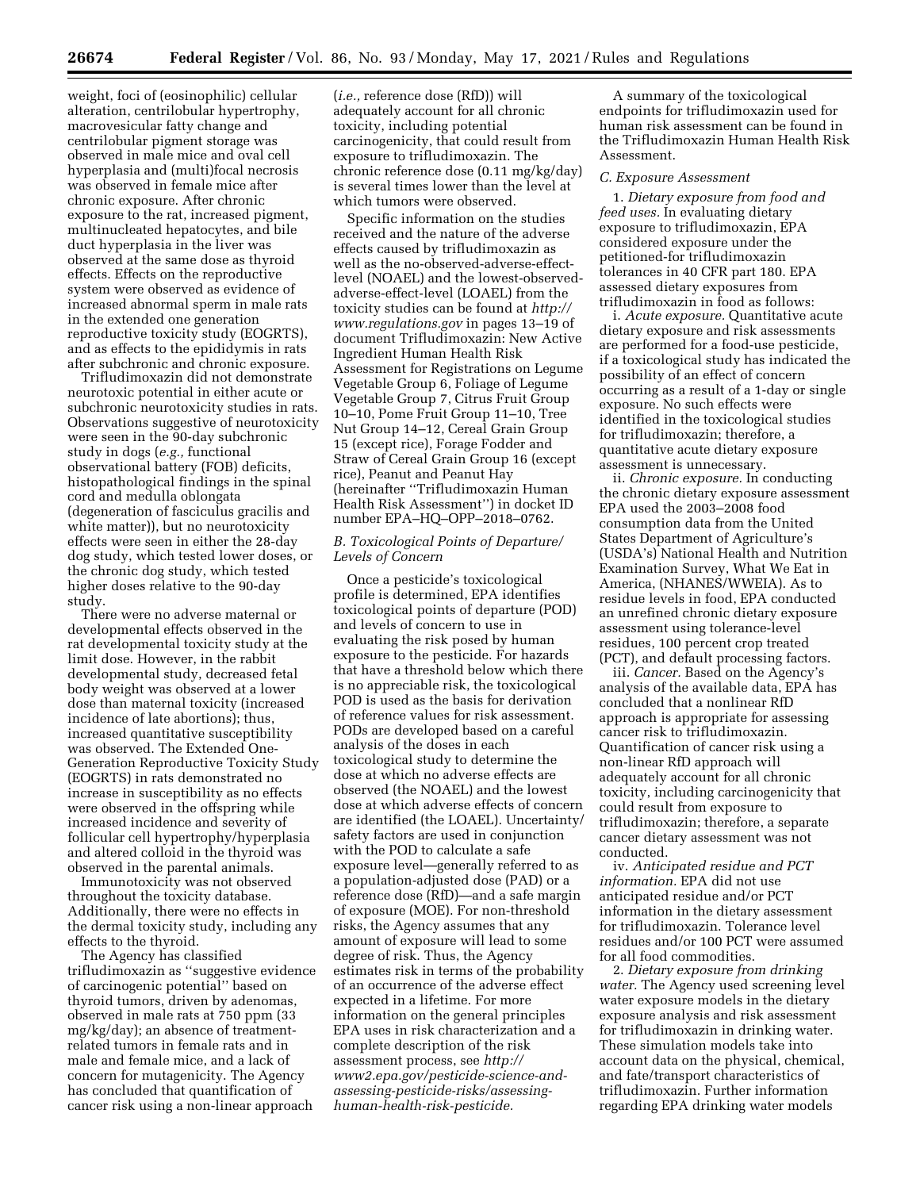weight, foci of (eosinophilic) cellular alteration, centrilobular hypertrophy, macrovesicular fatty change and centrilobular pigment storage was observed in male mice and oval cell hyperplasia and (multi)focal necrosis was observed in female mice after chronic exposure. After chronic exposure to the rat, increased pigment, multinucleated hepatocytes, and bile duct hyperplasia in the liver was observed at the same dose as thyroid effects. Effects on the reproductive system were observed as evidence of increased abnormal sperm in male rats in the extended one generation reproductive toxicity study (EOGRTS), and as effects to the epididymis in rats after subchronic and chronic exposure.

Trifludimoxazin did not demonstrate neurotoxic potential in either acute or subchronic neurotoxicity studies in rats. Observations suggestive of neurotoxicity were seen in the 90-day subchronic study in dogs (*e.g.,* functional observational battery (FOB) deficits, histopathological findings in the spinal cord and medulla oblongata (degeneration of fasciculus gracilis and white matter)), but no neurotoxicity effects were seen in either the 28-day dog study, which tested lower doses, or the chronic dog study, which tested higher doses relative to the 90-day study.

There were no adverse maternal or developmental effects observed in the rat developmental toxicity study at the limit dose. However, in the rabbit developmental study, decreased fetal body weight was observed at a lower dose than maternal toxicity (increased incidence of late abortions); thus, increased quantitative susceptibility was observed. The Extended One-Generation Reproductive Toxicity Study (EOGRTS) in rats demonstrated no increase in susceptibility as no effects were observed in the offspring while increased incidence and severity of follicular cell hypertrophy/hyperplasia and altered colloid in the thyroid was observed in the parental animals.

Immunotoxicity was not observed throughout the toxicity database. Additionally, there were no effects in the dermal toxicity study, including any effects to the thyroid.

The Agency has classified trifludimoxazin as "suggestive evidence of carcinogenic potential" based on thyroid tumors, driven by adenomas, observed in male rats at 750 ppm (33 mg/kg/day); an absence of treatment-related tumors in female rats and in male and female mice, and a lack of concern for mutagenicity. The Agency has concluded that quantification of cancer risk using a non-linear approach (*i.e.,* reference dose (RfD)) will adequately account for all chronic toxicity, including potential carcinogenicity, that could result from exposure to trifludimoxazin. The chronic reference dose (0.11 mg/kg/day) is several times lower than the level at which tumors were observed.

Specific information on the studies received and the nature of the adverse effects caused by trifludimoxazin as well as the no-observed-adverse-effect-level (NOAEL) and the lowest-observed-adverse-effect-level (LOAEL) from the toxicity studies can be found at *http://www.regulations.gov* in pages 13–19 of document Trifludimoxazin: New Active Ingredient Human Health Risk Assessment for Registrations on Legume Vegetable Group 6, Foliage of Legume Vegetable Group 7, Citrus Fruit Group 10–10, Pome Fruit Group 11–10, Tree Nut Group 14–12, Cereal Grain Group 15 (except rice), Forage Fodder and Straw of Cereal Grain Group 16 (except rice), Peanut and Peanut Hay (hereinafter "Trifludimoxazin Human Health Risk Assessment") in docket ID number EPA–HQ–OPP–2018–0762.

### *B. Toxicological Points of Departure/Levels of Concern*

Once a pesticide's toxicological profile is determined, EPA identifies toxicological points of departure (POD) and levels of concern to use in evaluating the risk posed by human exposure to the pesticide. For hazards that have a threshold below which there is no appreciable risk, the toxicological POD is used as the basis for derivation of reference values for risk assessment. PODs are developed based on a careful analysis of the doses in each toxicological study to determine the dose at which no adverse effects are observed (the NOAEL) and the lowest dose at which adverse effects of concern are identified (the LOAEL). Uncertainty/safety factors are used in conjunction with the POD to calculate a safe exposure level—generally referred to as a population-adjusted dose (PAD) or a reference dose (RfD)—and a safe margin of exposure (MOE). For non-threshold risks, the Agency assumes that any amount of exposure will lead to some degree of risk. Thus, the Agency estimates risk in terms of the probability of an occurrence of the adverse effect expected in a lifetime. For more information on the general principles EPA uses in risk characterization and a complete description of the risk assessment process, see *http://www2.epa.gov/pesticide-science-and-assessing-pesticide-risks/assessing-human-health-risk-pesticide.*

A summary of the toxicological endpoints for trifludimoxazin used for human risk assessment can be found in the Trifludimoxazin Human Health Risk Assessment.

### *C. Exposure Assessment*

1. *Dietary exposure from food and feed uses.* In evaluating dietary exposure to trifludimoxazin, EPA considered exposure under the petitioned-for trifludimoxazin tolerances in 40 CFR part 180. EPA assessed dietary exposures from trifludimoxazin in food as follows:

i. *Acute exposure.* Quantitative acute dietary exposure and risk assessments are performed for a food-use pesticide, if a toxicological study has indicated the possibility of an effect of concern occurring as a result of a 1-day or single exposure. No such effects were identified in the toxicological studies for trifludimoxazin; therefore, a quantitative acute dietary exposure assessment is unnecessary.

ii. *Chronic exposure.* In conducting the chronic dietary exposure assessment EPA used the 2003–2008 food consumption data from the United States Department of Agriculture's (USDA's) National Health and Nutrition Examination Survey, What We Eat in America, (NHANES/WWEIA). As to residue levels in food, EPA conducted an unrefined chronic dietary exposure assessment using tolerance-level residues, 100 percent crop treated (PCT), and default processing factors.

iii. *Cancer.* Based on the Agency's analysis of the available data, EPA has concluded that a nonlinear RfD approach is appropriate for assessing cancer risk to trifludimoxazin. Quantification of cancer risk using a non-linear RfD approach will adequately account for all chronic toxicity, including carcinogenicity that could result from exposure to trifludimoxazin; therefore, a separate cancer dietary assessment was not conducted.

iv. *Anticipated residue and PCT information.* EPA did not use anticipated residue and/or PCT information in the dietary assessment for trifludimoxazin. Tolerance level residues and/or 100 PCT were assumed for all food commodities.

2. *Dietary exposure from drinking water.* The Agency used screening level water exposure models in the dietary exposure analysis and risk assessment for trifludimoxazin in drinking water. These simulation models take into account data on the physical, chemical, and fate/transport characteristics of trifludimoxazin. Further information regarding EPA drinking water models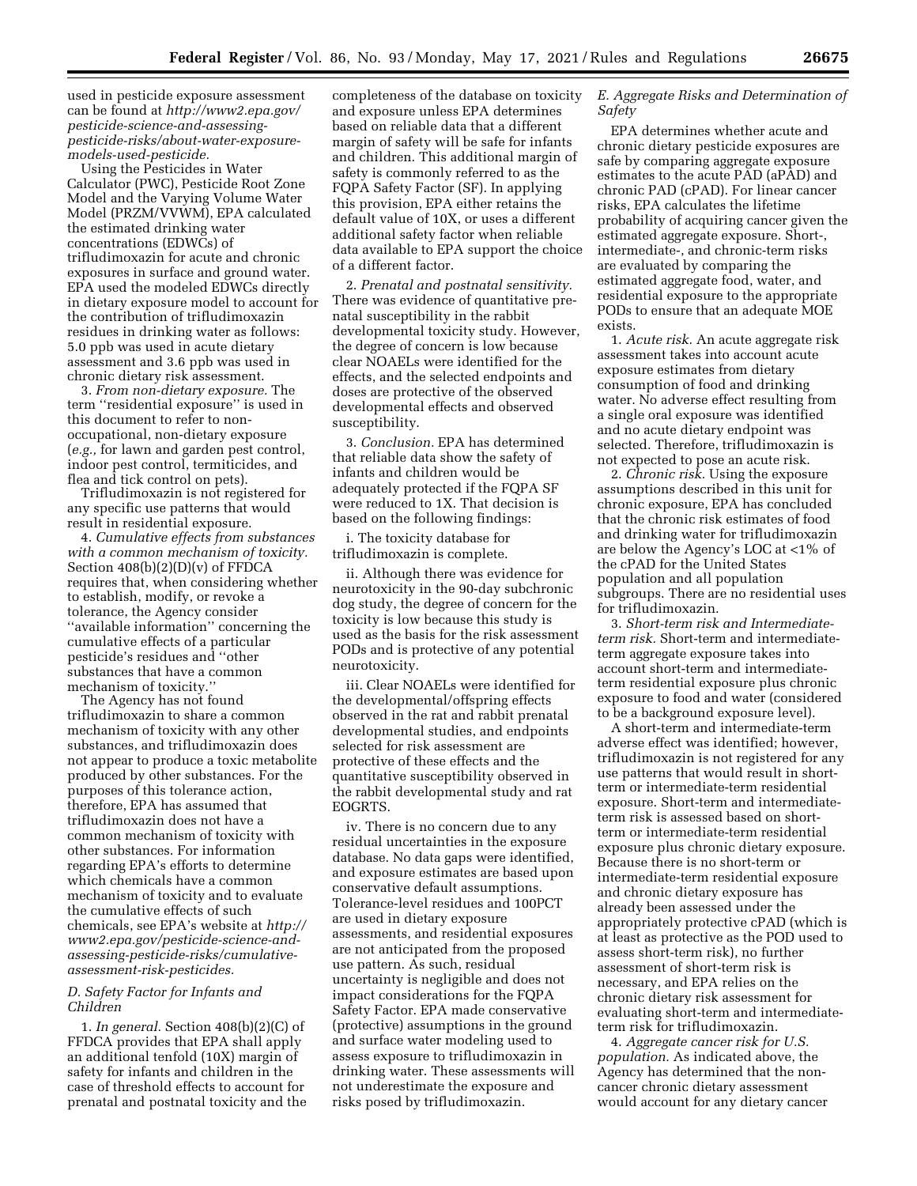used in pesticide exposure assessment can be found at *http://www2.epa.gov/pesticide-science-and-assessing-pesticide-risks/about-water-exposure-models-used-pesticide.*

Using the Pesticides in Water Calculator (PWC), Pesticide Root Zone Model and the Varying Volume Water Model (PRZM/VVWM), EPA calculated the estimated drinking water concentrations (EDWCs) of trifludimoxazin for acute and chronic exposures in surface and ground water. EPA used the modeled EDWCs directly in dietary exposure model to account for the contribution of trifludimoxazin residues in drinking water as follows: 5.0 ppb was used in acute dietary assessment and 3.6 ppb was used in chronic dietary risk assessment.

3. *From non-dietary exposure.* The term ''residential exposure'' is used in this document to refer to non-occupational, non-dietary exposure (*e.g.,* for lawn and garden pest control, indoor pest control, termiticides, and flea and tick control on pets).

Trifludimoxazin is not registered for any specific use patterns that would result in residential exposure.

4. *Cumulative effects from substances with a common mechanism of toxicity.* Section 408(b)(2)(D)(v) of FFDCA requires that, when considering whether to establish, modify, or revoke a tolerance, the Agency consider ''available information'' concerning the cumulative effects of a particular pesticide's residues and ''other substances that have a common mechanism of toxicity.''

The Agency has not found trifludimoxazin to share a common mechanism of toxicity with any other substances, and trifludimoxazin does not appear to produce a toxic metabolite produced by other substances. For the purposes of this tolerance action, therefore, EPA has assumed that trifludimoxazin does not have a common mechanism of toxicity with other substances. For information regarding EPA's efforts to determine which chemicals have a common mechanism of toxicity and to evaluate the cumulative effects of such chemicals, see EPA's website at *http://www2.epa.gov/pesticide-science-and-assessing-pesticide-risks/cumulative-assessment-risk-pesticides.*

### D. Safety Factor for Infants and Children

1. *In general.* Section 408(b)(2)(C) of FFDCA provides that EPA shall apply an additional tenfold (10X) margin of safety for infants and children in the case of threshold effects to account for prenatal and postnatal toxicity and the completeness of the database on toxicity and exposure unless EPA determines based on reliable data that a different margin of safety will be safe for infants and children. This additional margin of safety is commonly referred to as the FQPA Safety Factor (SF). In applying this provision, EPA either retains the default value of 10X, or uses a different additional safety factor when reliable data available to EPA support the choice of a different factor.

2. *Prenatal and postnatal sensitivity.* There was evidence of quantitative pre-natal susceptibility in the rabbit developmental toxicity study. However, the degree of concern is low because clear NOAELs were identified for the effects, and the selected endpoints and doses are protective of the observed developmental effects and observed susceptibility.

3. *Conclusion.* EPA has determined that reliable data show the safety of infants and children would be adequately protected if the FQPA SF were reduced to 1X. That decision is based on the following findings:

i. The toxicity database for trifludimoxazin is complete.

ii. Although there was evidence for neurotoxicity in the 90-day subchronic dog study, the degree of concern for the toxicity is low because this study is used as the basis for the risk assessment PODs and is protective of any potential neurotoxicity.

iii. Clear NOAELs were identified for the developmental/offspring effects observed in the rat and rabbit prenatal developmental studies, and endpoints selected for risk assessment are protective of these effects and the quantitative susceptibility observed in the rabbit developmental study and rat EOGRTS.

iv. There is no concern due to any residual uncertainties in the exposure database. No data gaps were identified, and exposure estimates are based upon conservative default assumptions. Tolerance-level residues and 100PCT are used in dietary exposure assessments, and residential exposures are not anticipated from the proposed use pattern. As such, residual uncertainty is negligible and does not impact considerations for the FQPA Safety Factor. EPA made conservative (protective) assumptions in the ground and surface water modeling used to assess exposure to trifludimoxazin in drinking water. These assessments will not underestimate the exposure and risks posed by trifludimoxazin.

### E. Aggregate Risks and Determination of Safety

EPA determines whether acute and chronic dietary pesticide exposures are safe by comparing aggregate exposure estimates to the acute PAD (aPAD) and chronic PAD (cPAD). For linear cancer risks, EPA calculates the lifetime probability of acquiring cancer given the estimated aggregate exposure. Short-, intermediate-, and chronic-term risks are evaluated by comparing the estimated aggregate food, water, and residential exposure to the appropriate PODs to ensure that an adequate MOE exists.

1. *Acute risk.* An acute aggregate risk assessment takes into account acute exposure estimates from dietary consumption of food and drinking water. No adverse effect resulting from a single oral exposure was identified and no acute dietary endpoint was selected. Therefore, trifludimoxazin is not expected to pose an acute risk.

2. *Chronic risk.* Using the exposure assumptions described in this unit for chronic exposure, EPA has concluded that the chronic risk estimates of food and drinking water for trifludimoxazin are below the Agency's LOC at <1% of the cPAD for the United States population and all population subgroups. There are no residential uses for trifludimoxazin.

3. *Short-term risk and Intermediate-term risk.* Short-term and intermediate-term aggregate exposure takes into account short-term and intermediate-term residential exposure plus chronic exposure to food and water (considered to be a background exposure level).

A short-term and intermediate-term adverse effect was identified; however, trifludimoxazin is not registered for any use patterns that would result in short-term or intermediate-term residential exposure. Short-term and intermediate-term risk is assessed based on short-term or intermediate-term residential exposure plus chronic dietary exposure. Because there is no short-term or intermediate-term residential exposure and chronic dietary exposure has already been assessed under the appropriately protective cPAD (which is at least as protective as the POD used to assess short-term risk), no further assessment of short-term risk is necessary, and EPA relies on the chronic dietary risk assessment for evaluating short-term and intermediate-term risk for trifludimoxazin.

4. *Aggregate cancer risk for U.S. population.* As indicated above, the Agency has determined that the non-cancer chronic dietary assessment would account for any dietary cancer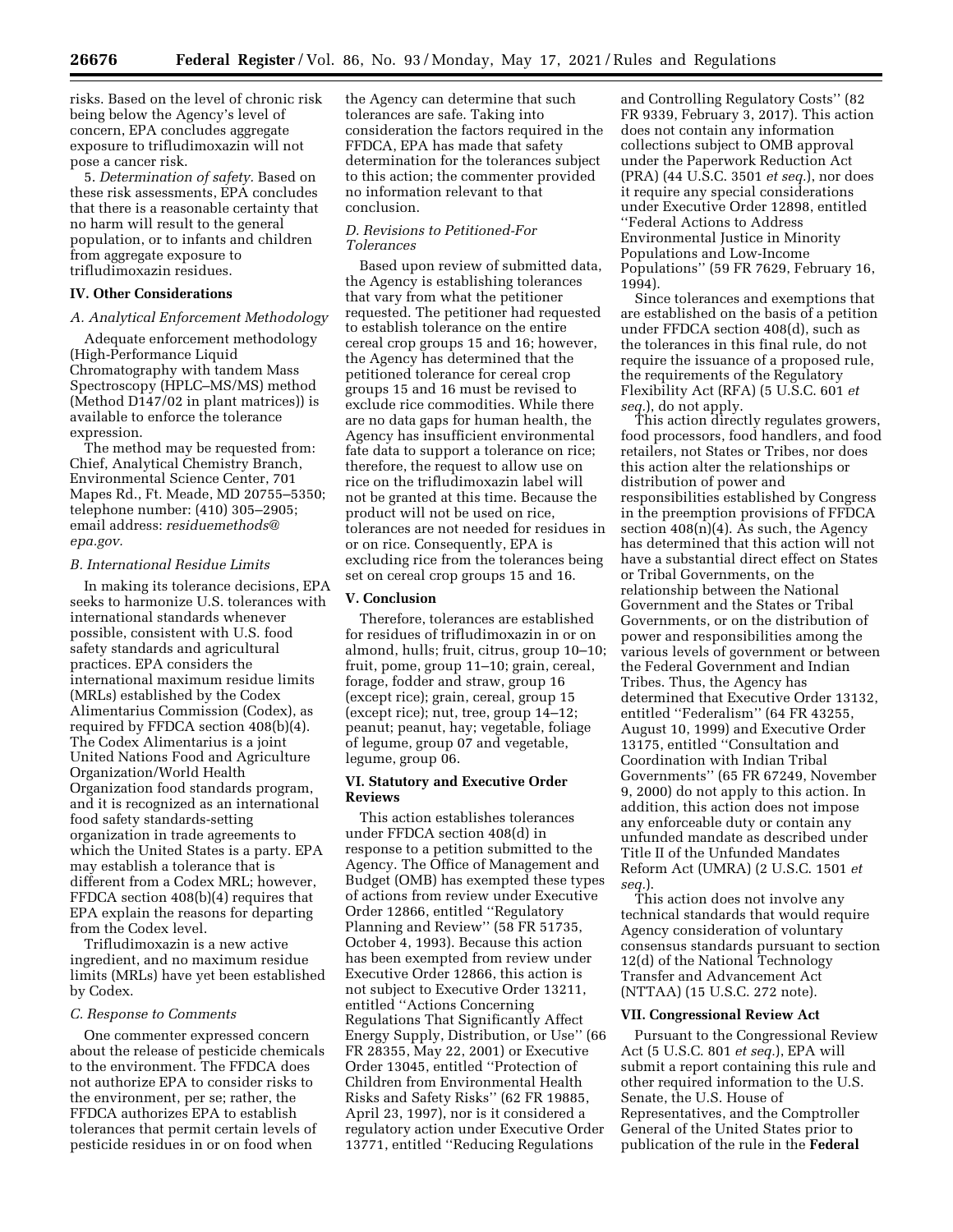risks. Based on the level of chronic risk being below the Agency's level of concern, EPA concludes aggregate exposure to trifludimoxazin will not pose a cancer risk.

5. *Determination of safety.* Based on these risk assessments, EPA concludes that there is a reasonable certainty that no harm will result to the general population, or to infants and children from aggregate exposure to trifludimoxazin residues.

## IV. Other Considerations

### *A. Analytical Enforcement Methodology*

Adequate enforcement methodology (High-Performance Liquid Chromatography with tandem Mass Spectroscopy (HPLC–MS/MS) method (Method D147/02 in plant matrices)) is available to enforce the tolerance expression.

The method may be requested from: Chief, Analytical Chemistry Branch, Environmental Science Center, 701 Mapes Rd., Ft. Meade, MD 20755–5350; telephone number: (410) 305–2905; email address: *residuemethods@epa.gov.*

### *B. International Residue Limits*

In making its tolerance decisions, EPA seeks to harmonize U.S. tolerances with international standards whenever possible, consistent with U.S. food safety standards and agricultural practices. EPA considers the international maximum residue limits (MRLs) established by the Codex Alimentarius Commission (Codex), as required by FFDCA section 408(b)(4). The Codex Alimentarius is a joint United Nations Food and Agriculture Organization/World Health Organization food standards program, and it is recognized as an international food safety standards-setting organization in trade agreements to which the United States is a party. EPA may establish a tolerance that is different from a Codex MRL; however, FFDCA section 408(b)(4) requires that EPA explain the reasons for departing from the Codex level.

Trifludimoxazin is a new active ingredient, and no maximum residue limits (MRLs) have yet been established by Codex.

### *C. Response to Comments*

One commenter expressed concern about the release of pesticide chemicals to the environment. The FFDCA does not authorize EPA to consider risks to the environment, per se; rather, the FFDCA authorizes EPA to establish tolerances that permit certain levels of pesticide residues in or on food when the Agency can determine that such tolerances are safe. Taking into consideration the factors required in the FFDCA, EPA has made that safety determination for the tolerances subject to this action; the commenter provided no information relevant to that conclusion.

### *D. Revisions to Petitioned-For Tolerances*

Based upon review of submitted data, the Agency is establishing tolerances that vary from what the petitioner requested. The petitioner had requested to establish tolerance on the entire cereal crop groups 15 and 16; however, the Agency has determined that the petitioned tolerance for cereal crop groups 15 and 16 must be revised to exclude rice commodities. While there are no data gaps for human health, the Agency has insufficient environmental fate data to support a tolerance on rice; therefore, the request to allow use on rice on the trifludimoxazin label will not be granted at this time. Because the product will not be used on rice, tolerances are not needed for residues in or on rice. Consequently, EPA is excluding rice from the tolerances being set on cereal crop groups 15 and 16.

## V. Conclusion

Therefore, tolerances are established for residues of trifludimoxazin in or on almond, hulls; fruit, citrus, group 10–10; fruit, pome, group 11–10; grain, cereal, forage, fodder and straw, group 16 (except rice); grain, cereal, group 15 (except rice); nut, tree, group 14–12; peanut; peanut, hay; vegetable, foliage of legume, group 07 and vegetable, legume, group 06.

## VI. Statutory and Executive Order Reviews

This action establishes tolerances under FFDCA section 408(d) in response to a petition submitted to the Agency. The Office of Management and Budget (OMB) has exempted these types of actions from review under Executive Order 12866, entitled ''Regulatory Planning and Review'' (58 FR 51735, October 4, 1993). Because this action has been exempted from review under Executive Order 12866, this action is not subject to Executive Order 13211, entitled ''Actions Concerning Regulations That Significantly Affect Energy Supply, Distribution, or Use'' (66 FR 28355, May 22, 2001) or Executive Order 13045, entitled ''Protection of Children from Environmental Health Risks and Safety Risks'' (62 FR 19885, April 23, 1997), nor is it considered a regulatory action under Executive Order 13771, entitled ''Reducing Regulations and Controlling Regulatory Costs'' (82 FR 9339, February 3, 2017). This action does not contain any information collections subject to OMB approval under the Paperwork Reduction Act (PRA) (44 U.S.C. 3501 *et seq.*), nor does it require any special considerations under Executive Order 12898, entitled ''Federal Actions to Address Environmental Justice in Minority Populations and Low-Income Populations'' (59 FR 7629, February 16, 1994).

Since tolerances and exemptions that are established on the basis of a petition under FFDCA section 408(d), such as the tolerances in this final rule, do not require the issuance of a proposed rule, the requirements of the Regulatory Flexibility Act (RFA) (5 U.S.C. 601 *et seq.*), do not apply.

This action directly regulates growers, food processors, food handlers, and food retailers, not States or Tribes, nor does this action alter the relationships or distribution of power and responsibilities established by Congress in the preemption provisions of FFDCA section 408(n)(4). As such, the Agency has determined that this action will not have a substantial direct effect on States or Tribal Governments, on the relationship between the National Government and the States or Tribal Governments, or on the distribution of power and responsibilities among the various levels of government or between the Federal Government and Indian Tribes. Thus, the Agency has determined that Executive Order 13132, entitled ''Federalism'' (64 FR 43255, August 10, 1999) and Executive Order 13175, entitled ''Consultation and Coordination with Indian Tribal Governments'' (65 FR 67249, November 9, 2000) do not apply to this action. In addition, this action does not impose any enforceable duty or contain any unfunded mandate as described under Title II of the Unfunded Mandates Reform Act (UMRA) (2 U.S.C. 1501 *et seq.*).

This action does not involve any technical standards that would require Agency consideration of voluntary consensus standards pursuant to section 12(d) of the National Technology Transfer and Advancement Act (NTTAA) (15 U.S.C. 272 note).

## VII. Congressional Review Act

Pursuant to the Congressional Review Act (5 U.S.C. 801 *et seq.*), EPA will submit a report containing this rule and other required information to the U.S. Senate, the U.S. House of Representatives, and the Comptroller General of the United States prior to publication of the rule in the **Federal**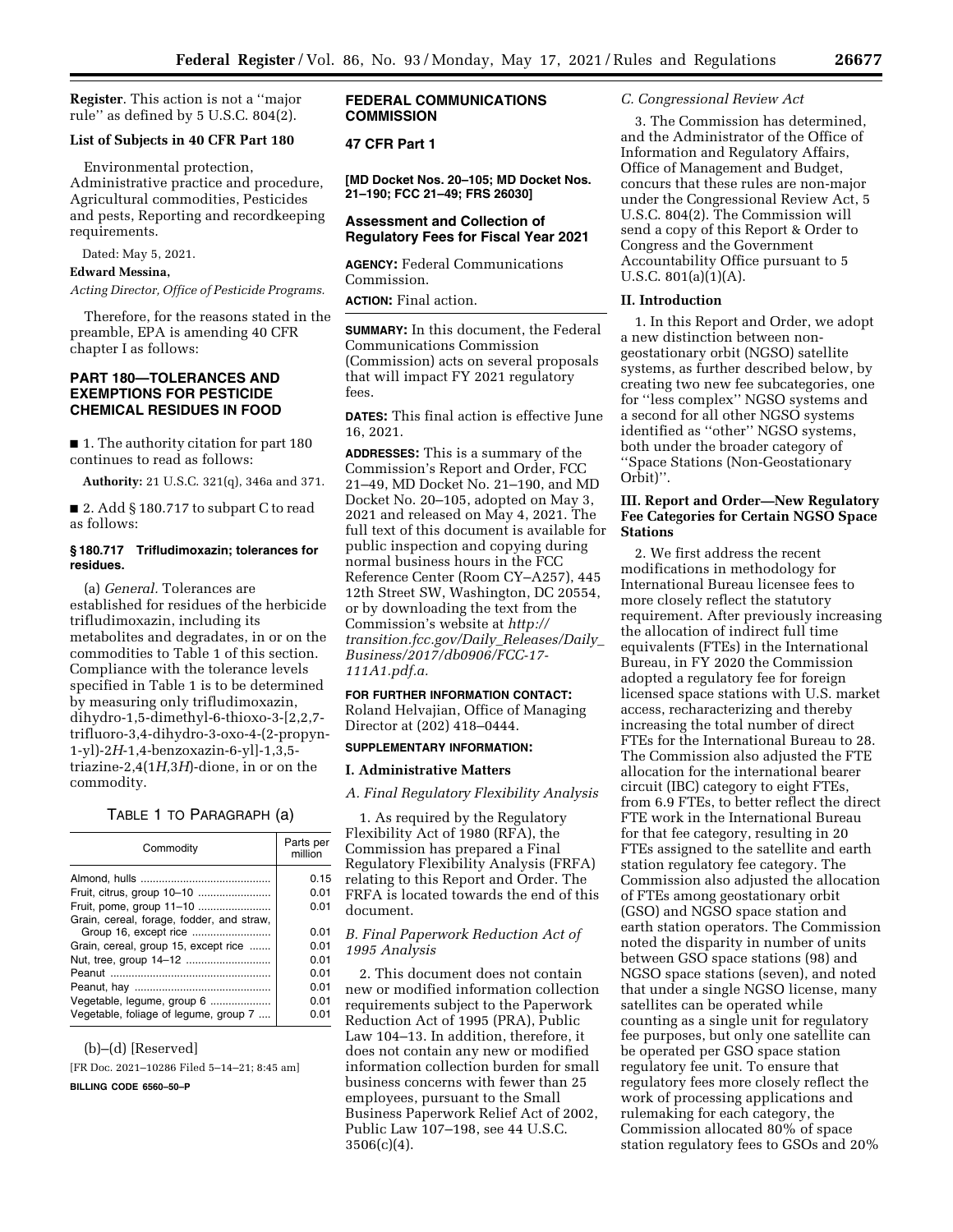**Register**. This action is not a ''major rule'' as defined by 5 U.S.C. 804(2).

**List of Subjects in 40 CFR Part 180**

Environmental protection, Administrative practice and procedure, Agricultural commodities, Pesticides and pests, Reporting and recordkeeping requirements.

Dated: May 5, 2021.

**Edward Messina,**

*Acting Director, Office of Pesticide Programs.*

Therefore, for the reasons stated in the preamble, EPA is amending 40 CFR chapter I as follows:

## PART 180—TOLERANCES AND EXEMPTIONS FOR PESTICIDE CHEMICAL RESIDUES IN FOOD

■ 1. The authority citation for part 180 continues to read as follows:

**Authority:** 21 U.S.C. 321(q), 346a and 371.

■ 2. Add § 180.717 to subpart C to read as follows:

### § 180.717 Trifludimoxazin; tolerances for residues.

(a) *General.* Tolerances are established for residues of the herbicide trifludimoxazin, including its metabolites and degradates, in or on the commodities to Table 1 of this section. Compliance with the tolerance levels specified in Table 1 is to be determined by measuring only trifludimoxazin, dihydro-1,5-dimethyl-6-thioxo-3-[2,2,7-trifluoro-3,4-dihydro-3-oxo-4-(2-propyn-1-yl)-2*H*-1,4-benzoxazin-6-yl]-1,3,5-triazine-2,4(1*H*,3*H*)-dione, in or on the commodity.

TABLE 1 TO PARAGRAPH (a)

| Commodity | Parts per million |
|---|---|
| Almond, hulls | 0.15 |
| Fruit, citrus, group 10–10 | 0.01 |
| Fruit, pome, group 11–10 | 0.01 |
| Grain, cereal, forage, fodder, and straw, Group 16, except rice | 0.01 |
| Grain, cereal, group 15, except rice | 0.01 |
| Nut, tree, group 14–12 | 0.01 |
| Peanut | 0.01 |
| Peanut, hay | 0.01 |
| Vegetable, legume, group 6 | 0.01 |
| Vegetable, foliage of legume, group 7 | 0.01 |

(b)–(d) [Reserved]

[FR Doc. 2021–10286 Filed 5–14–21; 8:45 am]

**BILLING CODE 6560–50–P**

## FEDERAL COMMUNICATIONS COMMISSION

## 47 CFR Part 1

**[MD Docket Nos. 20–105; MD Docket Nos. 21–190; FCC 21–49; FRS 26030]**

## Assessment and Collection of Regulatory Fees for Fiscal Year 2021

**AGENCY:** Federal Communications Commission.

**ACTION:** Final action.

**SUMMARY:** In this document, the Federal Communications Commission (Commission) acts on several proposals that will impact FY 2021 regulatory fees.

**DATES:** This final action is effective June 16, 2021.

**ADDRESSES:** This is a summary of the Commission's Report and Order, FCC 21–49, MD Docket No. 21–190, and MD Docket No. 20–105, adopted on May 3, 2021 and released on May 4, 2021. The full text of this document is available for public inspection and copying during normal business hours in the FCC Reference Center (Room CY–A257), 445 12th Street SW, Washington, DC 20554, or by downloading the text from the Commission's website at *http://transition.fcc.gov/Daily_Releases/Daily_Business/2017/db0906/FCC-17-111A1.pdf.a.*

**FOR FURTHER INFORMATION CONTACT:** Roland Helvajian, Office of Managing Director at (202) 418–0444.

**SUPPLEMENTARY INFORMATION:**

### I. Administrative Matters

*A. Final Regulatory Flexibility Analysis*

1. As required by the Regulatory Flexibility Act of 1980 (RFA), the Commission has prepared a Final Regulatory Flexibility Analysis (FRFA) relating to this Report and Order. The FRFA is located towards the end of this document.

*B. Final Paperwork Reduction Act of 1995 Analysis*

2. This document does not contain new or modified information collection requirements subject to the Paperwork Reduction Act of 1995 (PRA), Public Law 104–13. In addition, therefore, it does not contain any new or modified information collection burden for small business concerns with fewer than 25 employees, pursuant to the Small Business Paperwork Relief Act of 2002, Public Law 107–198, see 44 U.S.C. 3506(c)(4).

*C. Congressional Review Act*

3. The Commission has determined, and the Administrator of the Office of Information and Regulatory Affairs, Office of Management and Budget, concurs that these rules are non-major under the Congressional Review Act, 5 U.S.C. 804(2). The Commission will send a copy of this Report & Order to Congress and the Government Accountability Office pursuant to 5 U.S.C. 801(a)(1)(A).

### II. Introduction

1. In this Report and Order, we adopt a new distinction between non-geostationary orbit (NGSO) satellite systems, as further described below, by creating two new fee subcategories, one for ''less complex'' NGSO systems and a second for all other NGSO systems identified as ''other'' NGSO systems, both under the broader category of ''Space Stations (Non-Geostationary Orbit)''.

### III. Report and Order—New Regulatory Fee Categories for Certain NGSO Space Stations

2. We first address the recent modifications in methodology for International Bureau licensee fees to more closely reflect the statutory requirement. After previously increasing the allocation of indirect full time equivalents (FTEs) in the International Bureau, in FY 2020 the Commission adopted a regulatory fee for foreign licensed space stations with U.S. market access, recharacterizing and thereby increasing the total number of direct FTEs for the International Bureau to 28. The Commission also adjusted the FTE allocation for the international bearer circuit (IBC) category to eight FTEs, from 6.9 FTEs, to better reflect the direct FTE work in the International Bureau for that fee category, resulting in 20 FTEs assigned to the satellite and earth station regulatory fee category. The Commission also adjusted the allocation of FTEs among geostationary orbit (GSO) and NGSO space station and earth station operators. The Commission noted the disparity in number of units between GSO space stations (98) and NGSO space stations (seven), and noted that under a single NGSO license, many satellites can be operated while counting as a single unit for regulatory fee purposes, but only one satellite can be operated per GSO space station regulatory fee unit. To ensure that regulatory fees more closely reflect the work of processing applications and rulemaking for each category, the Commission allocated 80% of space station regulatory fees to GSOs and 20%